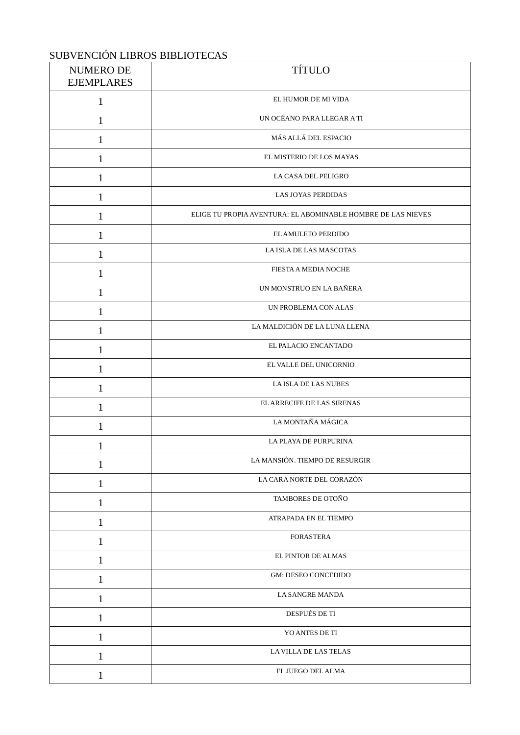SUBVENCIÓN LIBROS BIBLIOTECAS

| NUMERO DE EJEMPLARES | TÍTULO |
| --- | --- |
| 1 | EL HUMOR DE MI VIDA |
| 1 | UN OCÉANO PARA LLEGAR A TI |
| 1 | MÁS ALLÁ DEL ESPACIO |
| 1 | EL MISTERIO DE LOS MAYAS |
| 1 | LA CASA DEL PELIGRO |
| 1 | LAS JOYAS PERDIDAS |
| 1 | ELIGE TU PROPIA AVENTURA: EL ABOMINABLE HOMBRE DE LAS NIEVES |
| 1 | EL AMULETO PERDIDO |
| 1 | LA ISLA DE LAS MASCOTAS |
| 1 | FIESTA A MEDIA NOCHE |
| 1 | UN MONSTRUO EN LA BAÑERA |
| 1 | UN PROBLEMA CON ALAS |
| 1 | LA MALDICIÓN DE LA LUNA LLENA |
| 1 | EL PALACIO ENCANTADO |
| 1 | EL VALLE DEL UNICORNIO |
| 1 | LA ISLA DE LAS NUBES |
| 1 | EL ARRECIFE DE LAS SIRENAS |
| 1 | LA MONTAÑA MÁGICA |
| 1 | LA PLAYA DE PURPURINA |
| 1 | LA MANSIÓN. TIEMPO DE RESURGIR |
| 1 | LA CARA NORTE DEL CORAZÓN |
| 1 | TAMBORES DE OTOÑO |
| 1 | ATRAPADA EN EL TIEMPO |
| 1 | FORASTERA |
| 1 | EL PINTOR DE ALMAS |
| 1 | GM: DESEO CONCEDIDO |
| 1 | LA SANGRE MANDA |
| 1 | DESPUÉS DE TI |
| 1 | YO ANTES DE TI |
| 1 | LA VILLA DE LAS TELAS |
| 1 | EL JUEGO DEL ALMA |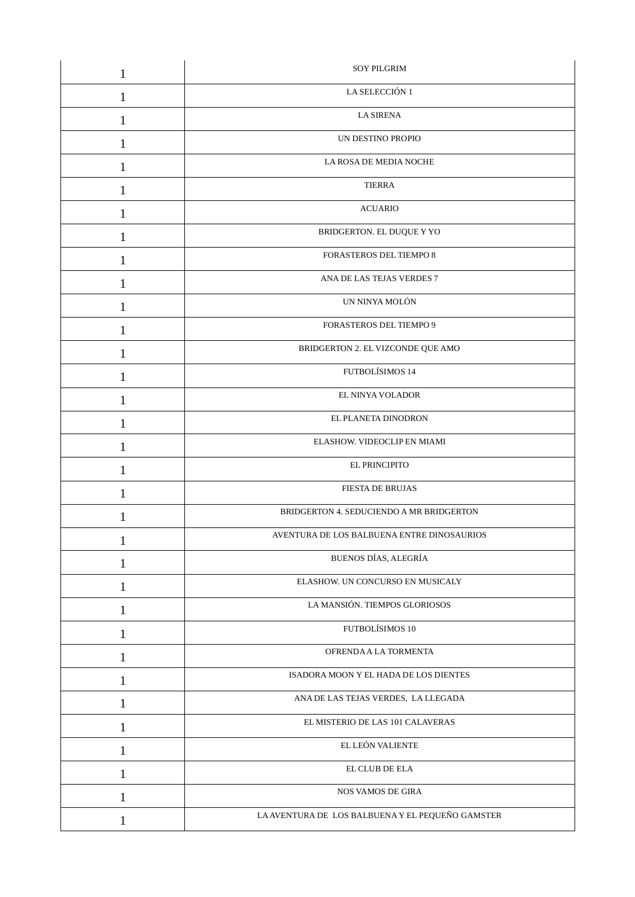| | |
|---|---|
| 1 | SOY PILGRIM |
| 1 | LA SELECCIÓN 1 |
| 1 | LA SIRENA |
| 1 | UN DESTINO PROPIO |
| 1 | LA ROSA DE MEDIA NOCHE |
| 1 | TIERRA |
| 1 | ACUARIO |
| 1 | BRIDGERTON. EL DUQUE Y YO |
| 1 | FORASTEROS DEL TIEMPO 8 |
| 1 | ANA DE LAS TEJAS VERDES 7 |
| 1 | UN NINYA MOLÓN |
| 1 | FORASTEROS DEL TIEMPO 9 |
| 1 | BRIDGERTON 2. EL VIZCONDE QUE AMO |
| 1 | FUTBOLÍSIMOS 14 |
| 1 | EL NINYA VOLADOR |
| 1 | EL PLANETA DINODRON |
| 1 | ELASHOW. VIDEOCLIP EN MIAMI |
| 1 | EL PRINCIPITO |
| 1 | FIESTA DE BRUJAS |
| 1 | BRIDGERTON 4. SEDUCIENDO A MR BRIDGERTON |
| 1 | AVENTURA DE LOS BALBUENA ENTRE DINOSAURIOS |
| 1 | BUENOS DÍAS, ALEGRÍA |
| 1 | ELASHOW. UN CONCURSO EN MUSICALY |
| 1 | LA MANSIÓN. TIEMPOS GLORIOSOS |
| 1 | FUTBOLÍSIMOS 10 |
| 1 | OFRENDA A LA TORMENTA |
| 1 | ISADORA MOON Y EL HADA DE LOS DIENTES |
| 1 | ANA DE LAS TEJAS VERDES, LA LLEGADA |
| 1 | EL MISTERIO DE LAS 101 CALAVERAS |
| 1 | EL LEÓN VALIENTE |
| 1 | EL CLUB DE ELA |
| 1 | NOS VAMOS DE GIRA |
| 1 | LA AVENTURA DE LOS BALBUENA Y EL PEQUEÑO GAMSTER |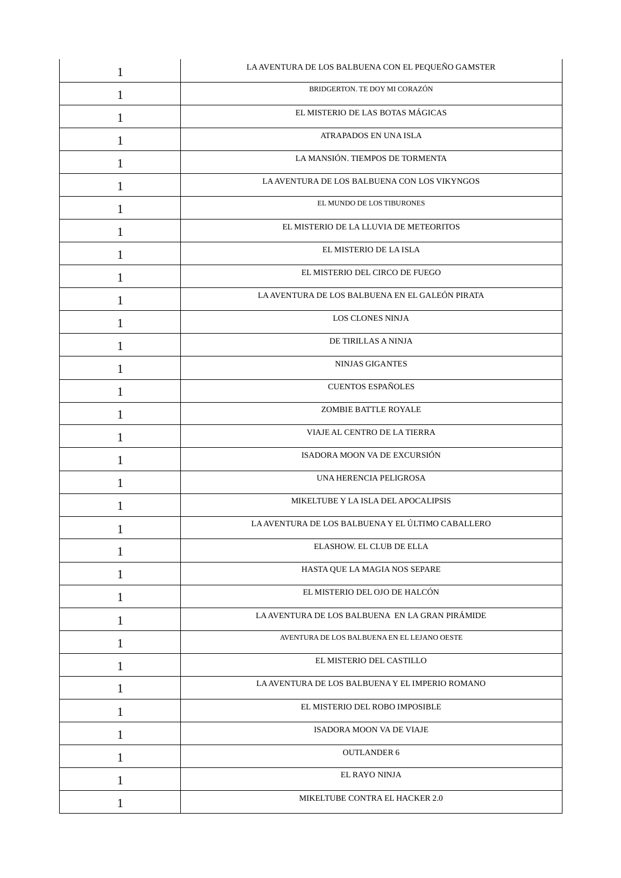| 1 | LA AVENTURA DE LOS BALBUENA CON EL PEQUEÑO GAMSTER |
|---|---|
| 1 | BRIDGERTON. TE DOY MI CORAZÓN |
| 1 | EL MISTERIO DE LAS BOTAS MÁGICAS |
| 1 | ATRAPADOS EN UNA ISLA |
| 1 | LA MANSIÓN. TIEMPOS DE TORMENTA |
| 1 | LA AVENTURA DE LOS BALBUENA CON LOS VIKYNGOS |
| 1 | EL MUNDO DE LOS TIBURONES |
| 1 | EL MISTERIO DE LA LLUVIA DE METEORITOS |
| 1 | EL MISTERIO DE LA ISLA |
| 1 | EL MISTERIO DEL CIRCO DE FUEGO |
| 1 | LA AVENTURA DE LOS BALBUENA EN EL GALEÓN PIRATA |
| 1 | LOS CLONES NINJA |
| 1 | DE TIRILLAS A NINJA |
| 1 | NINJAS GIGANTES |
| 1 | CUENTOS ESPAÑOLES |
| 1 | ZOMBIE BATTLE ROYALE |
| 1 | VIAJE AL CENTRO DE LA TIERRA |
| 1 | ISADORA MOON VA DE EXCURSIÓN |
| 1 | UNA HERENCIA PELIGROSA |
| 1 | MIKELTUBE Y LA ISLA DEL APOCALIPSIS |
| 1 | LA AVENTURA DE LOS BALBUENA Y EL ÚLTIMO CABALLERO |
| 1 | ELASHOW. EL CLUB DE ELLA |
| 1 | HASTA QUE LA MAGIA NOS SEPARE |
| 1 | EL MISTERIO DEL OJO DE HALCÓN |
| 1 | LA AVENTURA DE LOS BALBUENA EN LA GRAN PIRÁMIDE |
| 1 | AVENTURA DE LOS BALBUENA EN EL LEJANO OESTE |
| 1 | EL MISTERIO DEL CASTILLO |
| 1 | LA AVENTURA DE LOS BALBUENA Y EL IMPERIO ROMANO |
| 1 | EL MISTERIO DEL ROBO IMPOSIBLE |
| 1 | ISADORA MOON VA DE VIAJE |
| 1 | OUTLANDER 6 |
| 1 | EL RAYO NINJA |
| 1 | MIKELTUBE CONTRA EL HACKER 2.0 |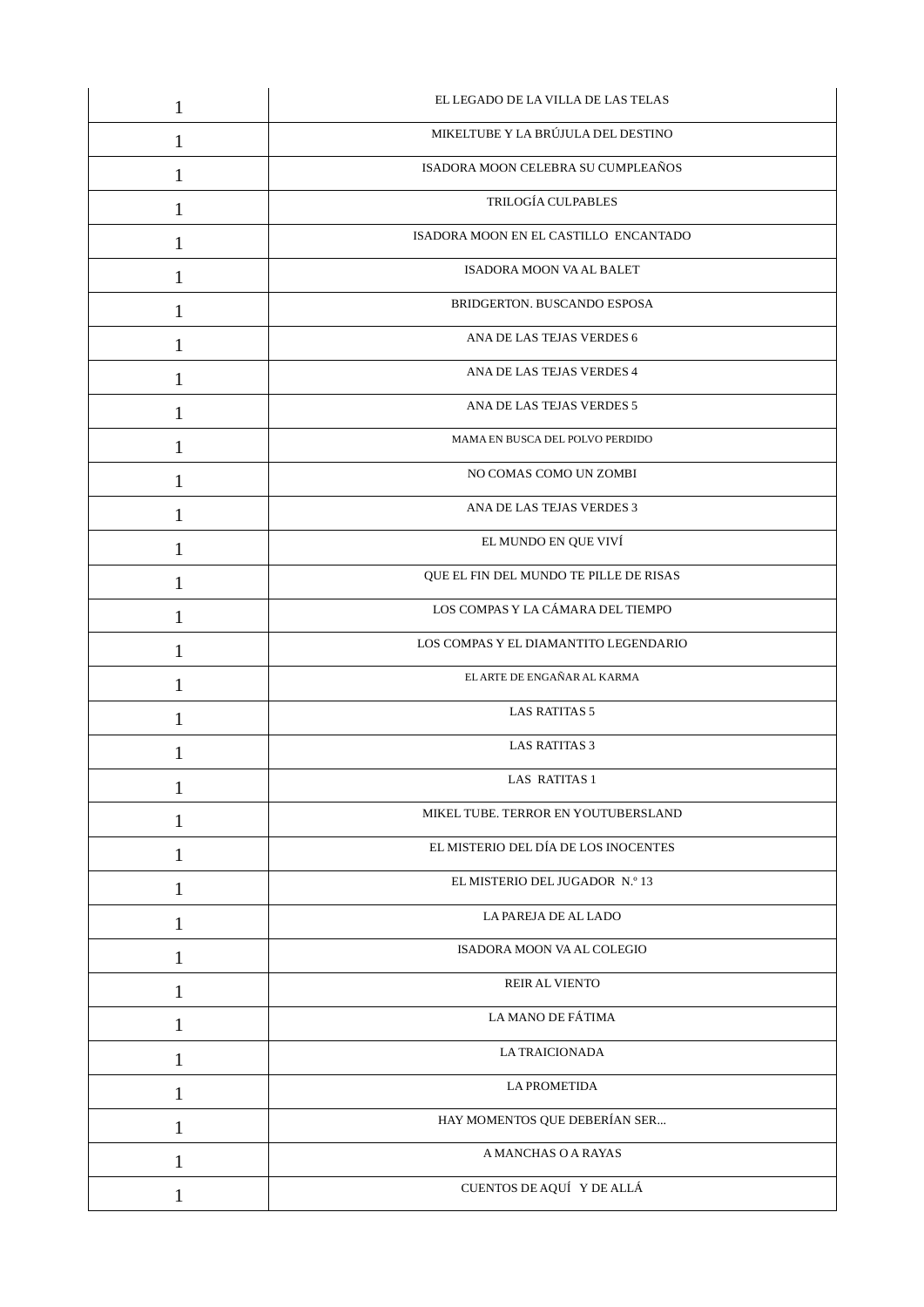| | |
|---|---|
| 1 | EL LEGADO DE LA VILLA DE LAS TELAS |
| 1 | MIKELTUBE Y LA BRÚJULA DEL DESTINO |
| 1 | ISADORA MOON CELEBRA SU CUMPLEAÑOS |
| 1 | TRILOGÍA CULPABLES |
| 1 | ISADORA MOON EN EL CASTILLO ENCANTADO |
| 1 | ISADORA MOON VA AL BALET |
| 1 | BRIDGERTON. BUSCANDO ESPOSA |
| 1 | ANA DE LAS TEJAS VERDES 6 |
| 1 | ANA DE LAS TEJAS VERDES 4 |
| 1 | ANA DE LAS TEJAS VERDES 5 |
| 1 | MAMA EN BUSCA DEL POLVO PERDIDO |
| 1 | NO COMAS COMO UN ZOMBI |
| 1 | ANA DE LAS TEJAS VERDES 3 |
| 1 | EL MUNDO EN QUE VIVÍ |
| 1 | QUE EL FIN DEL MUNDO TE PILLE DE RISAS |
| 1 | LOS COMPAS Y LA CÁMARA DEL TIEMPO |
| 1 | LOS COMPAS Y EL DIAMANTITO LEGENDARIO |
| 1 | EL ARTE DE ENGAÑAR AL KARMA |
| 1 | LAS RATITAS 5 |
| 1 | LAS RATITAS 3 |
| 1 | LAS RATITAS 1 |
| 1 | MIKEL TUBE. TERROR EN YOUTUBERSLAND |
| 1 | EL MISTERIO DEL DÍA DE LOS INOCENTES |
| 1 | EL MISTERIO DEL JUGADOR N.º 13 |
| 1 | LA PAREJA DE AL LADO |
| 1 | ISADORA MOON VA AL COLEGIO |
| 1 | REIR AL VIENTO |
| 1 | LA MANO DE FÁTIMA |
| 1 | LA TRAICIONADA |
| 1 | LA PROMETIDA |
| 1 | HAY MOMENTOS QUE DEBERÍAN SER... |
| 1 | A MANCHAS O A RAYAS |
| 1 | CUENTOS DE AQUÍ Y DE ALLÁ |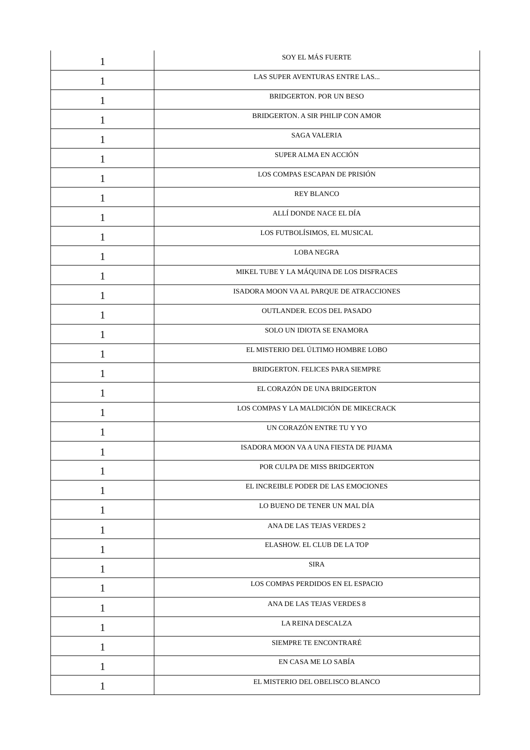| 1 | SOY EL MÁS FUERTE |
|---|---|
| 1 | LAS SUPER AVENTURAS ENTRE LAS... |
| 1 | BRIDGERTON. POR UN BESO |
| 1 | BRIDGERTON. A SIR PHILIP CON AMOR |
| 1 | SAGA VALERIA |
| 1 | SUPER ALMA EN ACCIÓN |
| 1 | LOS COMPAS ESCAPAN DE PRISIÓN |
| 1 | REY BLANCO |
| 1 | ALLÍ DONDE NACE EL DÍA |
| 1 | LOS FUTBOLÍSIMOS, EL MUSICAL |
| 1 | LOBA NEGRA |
| 1 | MIKEL TUBE Y LA MÁQUINA DE LOS DISFRACES |
| 1 | ISADORA MOON VA AL PARQUE DE ATRACCIONES |
| 1 | OUTLANDER. ECOS DEL PASADO |
| 1 | SOLO UN IDIOTA SE ENAMORA |
| 1 | EL MISTERIO DEL ÚLTIMO HOMBRE LOBO |
| 1 | BRIDGERTON. FELICES PARA SIEMPRE |
| 1 | EL CORAZÓN DE UNA BRIDGERTON |
| 1 | LOS COMPAS Y LA MALDICIÓN DE MIKECRACK |
| 1 | UN CORAZÓN ENTRE TU Y YO |
| 1 | ISADORA MOON VA A UNA FIESTA DE PIJAMA |
| 1 | POR CULPA DE MISS BRIDGERTON |
| 1 | EL INCREIBLE PODER DE LAS EMOCIONES |
| 1 | LO BUENO DE TENER UN MAL DÍA |
| 1 | ANA DE LAS TEJAS VERDES 2 |
| 1 | ELASHOW. EL CLUB DE LA TOP |
| 1 | SIRA |
| 1 | LOS COMPAS PERDIDOS EN EL ESPACIO |
| 1 | ANA DE LAS TEJAS VERDES 8 |
| 1 | LA REINA DESCALZA |
| 1 | SIEMPRE TE ENCONTRARÉ |
| 1 | EN CASA ME LO SABÍA |
| 1 | EL MISTERIO DEL OBELISCO BLANCO |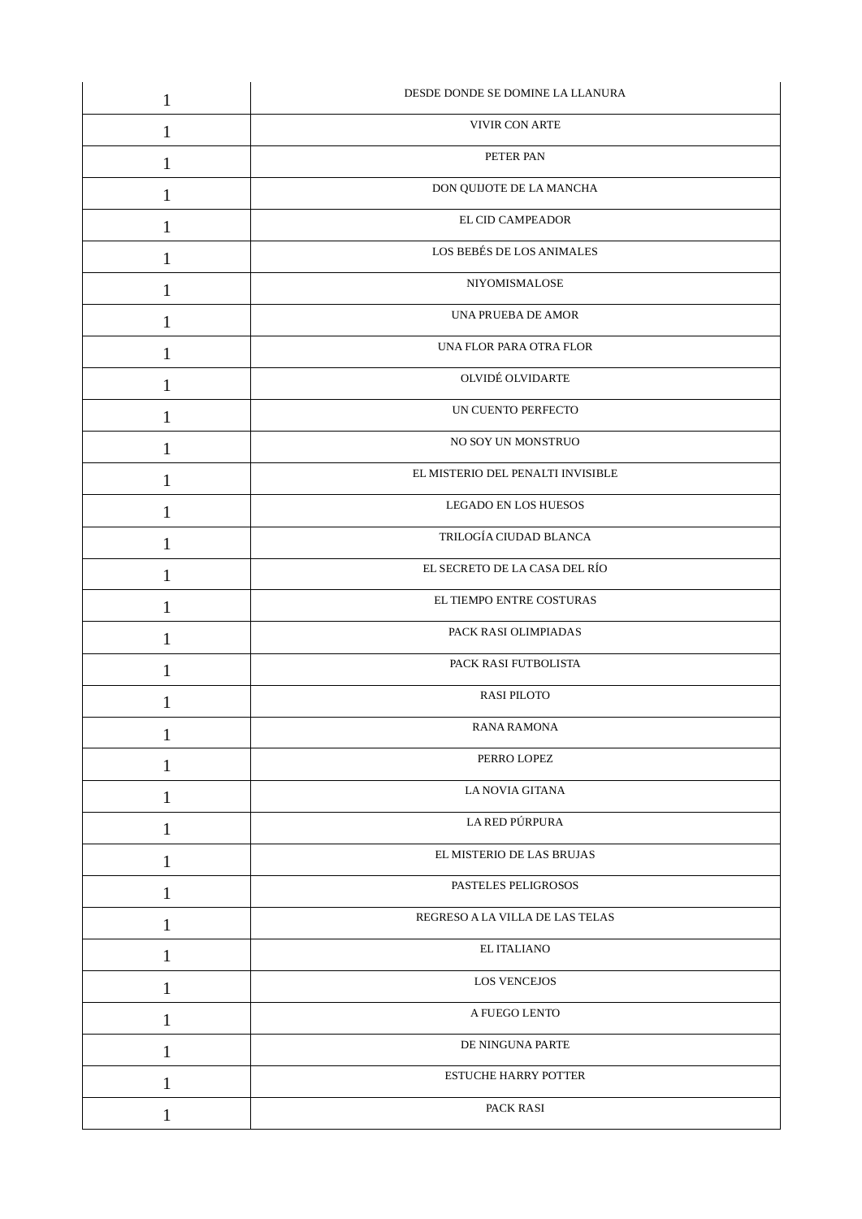| | |
|---|---|
| 1 | DESDE DONDE SE DOMINE LA LLANURA |
| 1 | VIVIR CON ARTE |
| 1 | PETER PAN |
| 1 | DON QUIJOTE DE LA MANCHA |
| 1 | EL CID CAMPEADOR |
| 1 | LOS BEBÉS DE LOS ANIMALES |
| 1 | NIYOMISMALOSE |
| 1 | UNA PRUEBA DE AMOR |
| 1 | UNA FLOR PARA OTRA FLOR |
| 1 | OLVIDÉ OLVIDARTE |
| 1 | UN CUENTO PERFECTO |
| 1 | NO SOY UN MONSTRUO |
| 1 | EL MISTERIO DEL PENALTI INVISIBLE |
| 1 | LEGADO EN LOS HUESOS |
| 1 | TRILOGÍA CIUDAD BLANCA |
| 1 | EL SECRETO DE LA CASA DEL RÍO |
| 1 | EL TIEMPO ENTRE COSTURAS |
| 1 | PACK RASI OLIMPIADAS |
| 1 | PACK RASI FUTBOLISTA |
| 1 | RASI PILOTO |
| 1 | RANA RAMONA |
| 1 | PERRO LOPEZ |
| 1 | LA NOVIA GITANA |
| 1 | LA RED PÚRPURA |
| 1 | EL MISTERIO DE LAS BRUJAS |
| 1 | PASTELES PELIGROSOS |
| 1 | REGRESO A LA VILLA DE LAS TELAS |
| 1 | EL ITALIANO |
| 1 | LOS VENCEJOS |
| 1 | A FUEGO LENTO |
| 1 | DE NINGUNA PARTE |
| 1 | ESTUCHE HARRY POTTER |
| 1 | PACK RASI |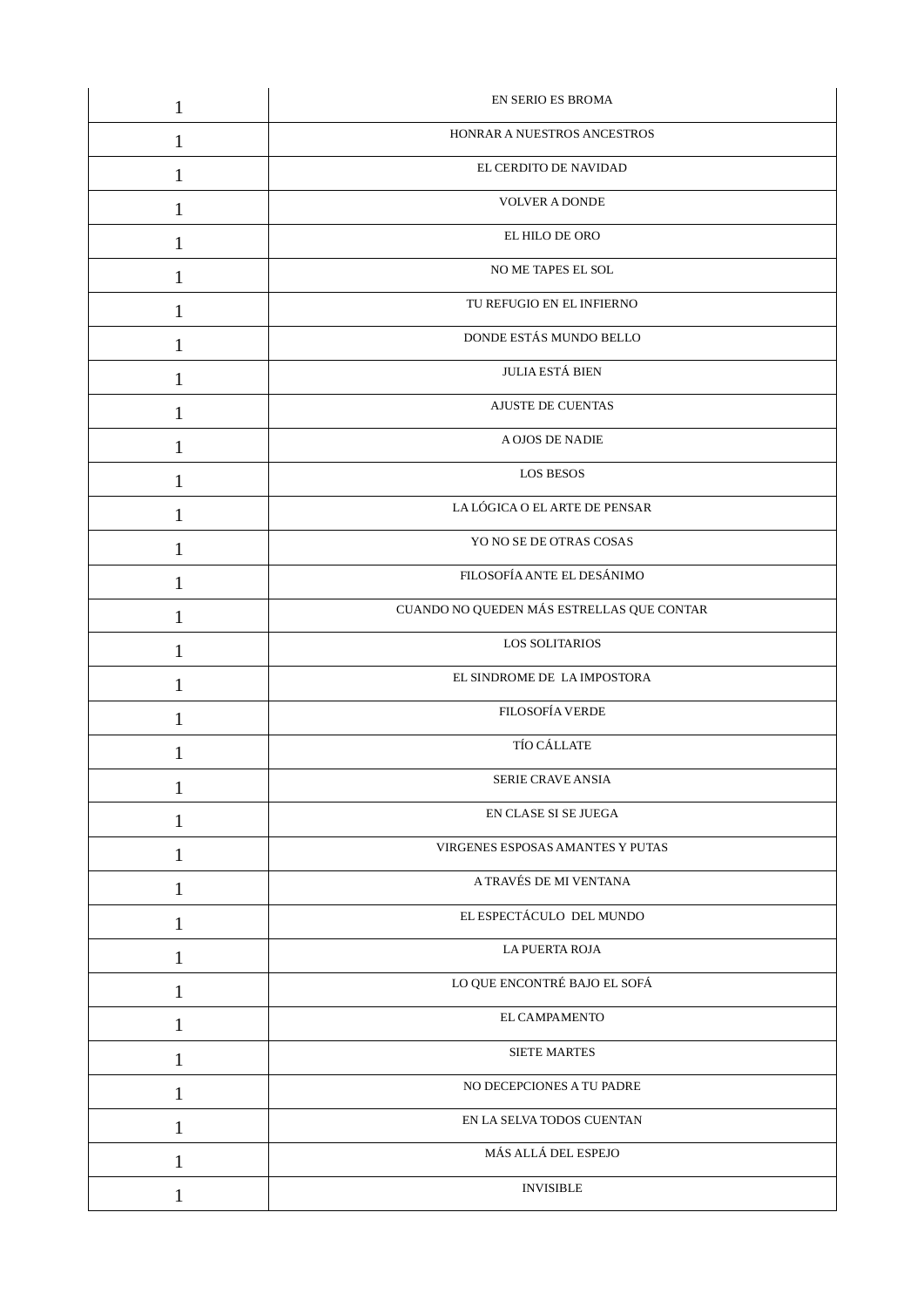| 1 | EN SERIO ES BROMA |
|---|---|
| 1 | HONRAR A NUESTROS ANCESTROS |
| 1 | EL CERDITO DE NAVIDAD |
| 1 | VOLVER A DONDE |
| 1 | EL HILO DE ORO |
| 1 | NO ME TAPES EL SOL |
| 1 | TU REFUGIO EN EL INFIERNO |
| 1 | DONDE ESTÁS MUNDO BELLO |
| 1 | JULIA ESTÁ BIEN |
| 1 | AJUSTE DE CUENTAS |
| 1 | A OJOS DE NADIE |
| 1 | LOS BESOS |
| 1 | LA LÓGICA O EL ARTE DE PENSAR |
| 1 | YO NO SE DE OTRAS COSAS |
| 1 | FILOSOFÍA ANTE EL DESÁNIMO |
| 1 | CUANDO NO QUEDEN MÁS ESTRELLAS QUE CONTAR |
| 1 | LOS SOLITARIOS |
| 1 | EL SINDROME DE LA IMPOSTORA |
| 1 | FILOSOFÍA VERDE |
| 1 | TÍO CÁLLATE |
| 1 | SERIE CRAVE ANSIA |
| 1 | EN CLASE SI SE JUEGA |
| 1 | VIRGENES ESPOSAS AMANTES Y PUTAS |
| 1 | A TRAVÉS DE MI VENTANA |
| 1 | EL ESPECTÁCULO DEL MUNDO |
| 1 | LA PUERTA ROJA |
| 1 | LO QUE ENCONTRÉ BAJO EL SOFÁ |
| 1 | EL CAMPAMENTO |
| 1 | SIETE MARTES |
| 1 | NO DECEPCIONES A TU PADRE |
| 1 | EN LA SELVA TODOS CUENTAN |
| 1 | MÁS ALLÁ DEL ESPEJO |
| 1 | INVISIBLE |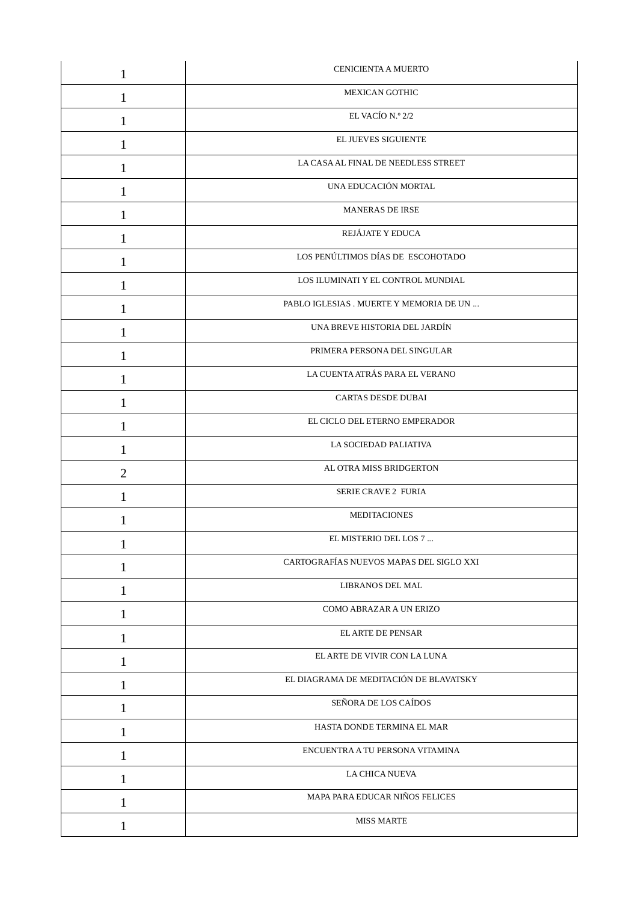| | |
|---|---|
| 1 | CENICIENTA A MUERTO |
| 1 | MEXICAN GOTHIC |
| 1 | EL VACÍO N.º 2/2 |
| 1 | EL JUEVES SIGUIENTE |
| 1 | LA CASA AL FINAL DE NEEDLESS STREET |
| 1 | UNA EDUCACIÓN MORTAL |
| 1 | MANERAS DE IRSE |
| 1 | REJÁJATE Y EDUCA |
| 1 | LOS PENÚLTIMOS DÍAS DE  ESCOHOTADO |
| 1 | LOS ILUMINATI Y EL CONTROL MUNDIAL |
| 1 | PABLO IGLESIAS . MUERTE Y MEMORIA DE UN ... |
| 1 | UNA BREVE HISTORIA DEL JARDÍN |
| 1 | PRIMERA PERSONA DEL SINGULAR |
| 1 | LA CUENTA ATRÁS PARA EL VERANO |
| 1 | CARTAS DESDE DUBAI |
| 1 | EL CICLO DEL ETERNO EMPERADOR |
| 1 | LA SOCIEDAD PALIATIVA |
| 2 | AL OTRA MISS BRIDGERTON |
| 1 | SERIE CRAVE 2  FURIA |
| 1 | MEDITACIONES |
| 1 | EL MISTERIO DEL LOS 7 ... |
| 1 | CARTOGRAFÍAS NUEVOS MAPAS DEL SIGLO XXI |
| 1 | LIBRANOS DEL MAL |
| 1 | COMO ABRAZAR A UN ERIZO |
| 1 | EL ARTE DE PENSAR |
| 1 | EL ARTE DE VIVIR CON LA LUNA |
| 1 | EL DIAGRAMA DE MEDITACIÓN DE BLAVATSKY |
| 1 | SEÑORA DE LOS CAÍDOS |
| 1 | HASTA DONDE TERMINA EL MAR |
| 1 | ENCUENTRA A TU PERSONA VITAMINA |
| 1 | LA CHICA NUEVA |
| 1 | MAPA PARA EDUCAR NIÑOS FELICES |
| 1 | MISS MARTE |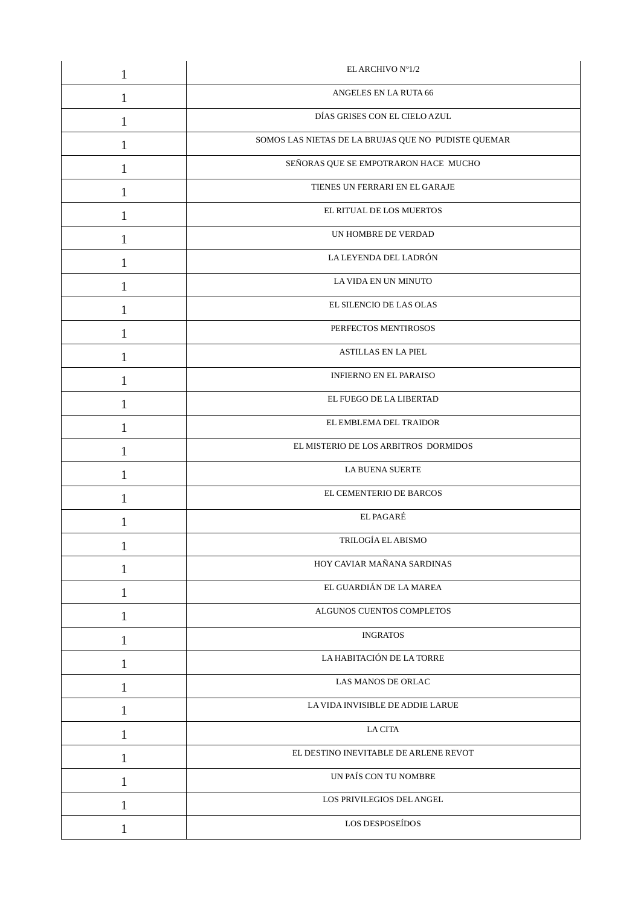| 1 | EL ARCHIVO Nº1/2 |
|---|---|
| 1 | ANGELES EN LA RUTA 66 |
| 1 | DÍAS GRISES CON EL CIELO AZUL |
| 1 | SOMOS LAS NIETAS DE LA BRUJAS QUE NO PUDISTE QUEMAR |
| 1 | SEÑORAS QUE SE EMPOTRARON HACE MUCHO |
| 1 | TIENES UN FERRARI EN EL GARAJE |
| 1 | EL RITUAL DE LOS MUERTOS |
| 1 | UN HOMBRE DE VERDAD |
| 1 | LA LEYENDA DEL LADRÓN |
| 1 | LA VIDA EN UN MINUTO |
| 1 | EL SILENCIO DE LAS OLAS |
| 1 | PERFECTOS MENTIROSOS |
| 1 | ASTILLAS EN LA PIEL |
| 1 | INFIERNO EN EL PARAISO |
| 1 | EL FUEGO DE LA LIBERTAD |
| 1 | EL EMBLEMA DEL TRAIDOR |
| 1 | EL MISTERIO DE LOS ARBITROS DORMIDOS |
| 1 | LA BUENA SUERTE |
| 1 | EL CEMENTERIO DE BARCOS |
| 1 | EL PAGARÉ |
| 1 | TRILOGÍA EL ABISMO |
| 1 | HOY CAVIAR MAÑANA SARDINAS |
| 1 | EL GUARDIÁN DE LA MAREA |
| 1 | ALGUNOS CUENTOS COMPLETOS |
| 1 | INGRATOS |
| 1 | LA HABITACIÓN DE LA TORRE |
| 1 | LAS MANOS DE ORLAC |
| 1 | LA VIDA INVISIBLE DE ADDIE LARUE |
| 1 | LA CITA |
| 1 | EL DESTINO INEVITABLE DE ARLENE REVOT |
| 1 | UN PAÍS CON TU NOMBRE |
| 1 | LOS PRIVILEGIOS DEL ANGEL |
| 1 | LOS DESPOSEÍDOS |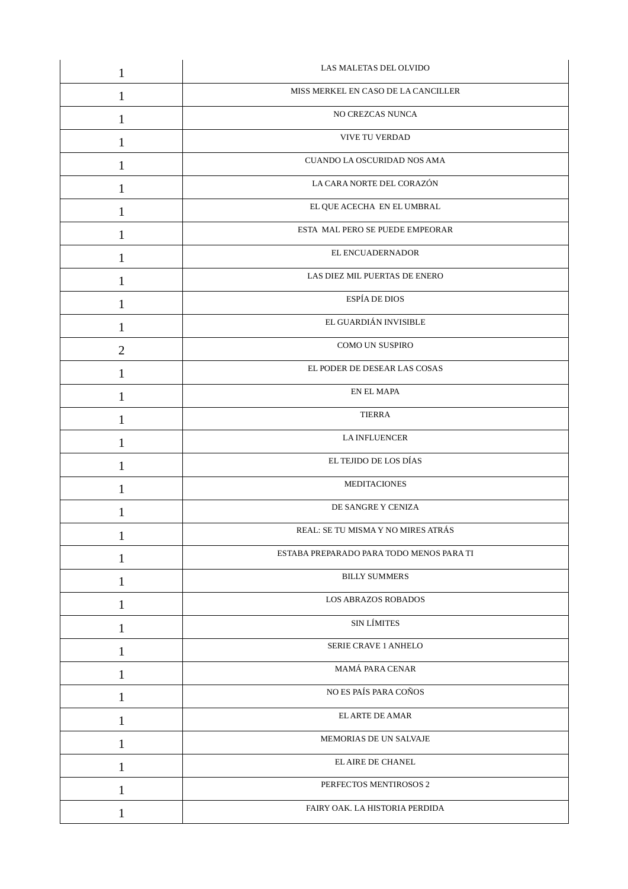| 1 | LAS MALETAS DEL OLVIDO |
|---|---|
| 1 | MISS MERKEL EN CASO DE LA CANCILLER |
| 1 | NO CREZCAS NUNCA |
| 1 | VIVE TU VERDAD |
| 1 | CUANDO LA OSCURIDAD NOS AMA |
| 1 | LA CARA NORTE DEL CORAZÓN |
| 1 | EL QUE ACECHA EN EL UMBRAL |
| 1 | ESTA MAL PERO SE PUEDE EMPEORAR |
| 1 | EL ENCUADERNADOR |
| 1 | LAS DIEZ MIL PUERTAS DE ENERO |
| 1 | ESPÍA DE DIOS |
| 1 | EL GUARDIÁN INVISIBLE |
| 2 | COMO UN SUSPIRO |
| 1 | EL PODER DE DESEAR LAS COSAS |
| 1 | EN EL MAPA |
| 1 | TIERRA |
| 1 | LA INFLUENCER |
| 1 | EL TEJIDO DE LOS DÍAS |
| 1 | MEDITACIONES |
| 1 | DE SANGRE Y CENIZA |
| 1 | REAL: SE TU MISMA Y NO MIRES ATRÁS |
| 1 | ESTABA PREPARADO PARA TODO MENOS PARA TI |
| 1 | BILLY SUMMERS |
| 1 | LOS ABRAZOS ROBADOS |
| 1 | SIN LÍMITES |
| 1 | SERIE CRAVE 1 ANHELO |
| 1 | MAMÁ PARA CENAR |
| 1 | NO ES PAÍS PARA COÑOS |
| 1 | EL ARTE DE AMAR |
| 1 | MEMORIAS DE UN SALVAJE |
| 1 | EL AIRE DE CHANEL |
| 1 | PERFECTOS MENTIROSOS 2 |
| 1 | FAIRY OAK. LA HISTORIA PERDIDA |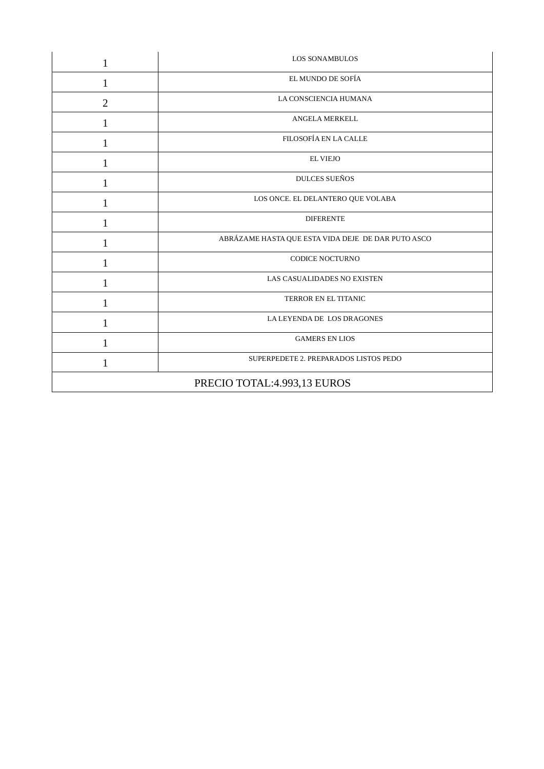| | |
|---|---|
| 1 | LOS SONAMBULOS |
| 1 | EL MUNDO DE SOFÍA |
| 2 | LA CONSCIENCIA HUMANA |
| 1 | ANGELA MERKELL |
| 1 | FILOSOFÍA EN LA CALLE |
| 1 | EL VIEJO |
| 1 | DULCES SUEÑOS |
| 1 | LOS ONCE. EL DELANTERO QUE VOLABA |
| 1 | DIFERENTE |
| 1 | ABRÁZAME HASTA QUE ESTA VIDA DEJE DE DAR PUTO ASCO |
| 1 | CODICE NOCTURNO |
| 1 | LAS CASUALIDADES NO EXISTEN |
| 1 | TERROR EN EL TITANIC |
| 1 | LA LEYENDA DE LOS DRAGONES |
| 1 | GAMERS EN LIOS |
| 1 | SUPERPEDETE 2. PREPARADOS LISTOS PEDO |
| PRECIO TOTAL:4.993,13 EUROS | |